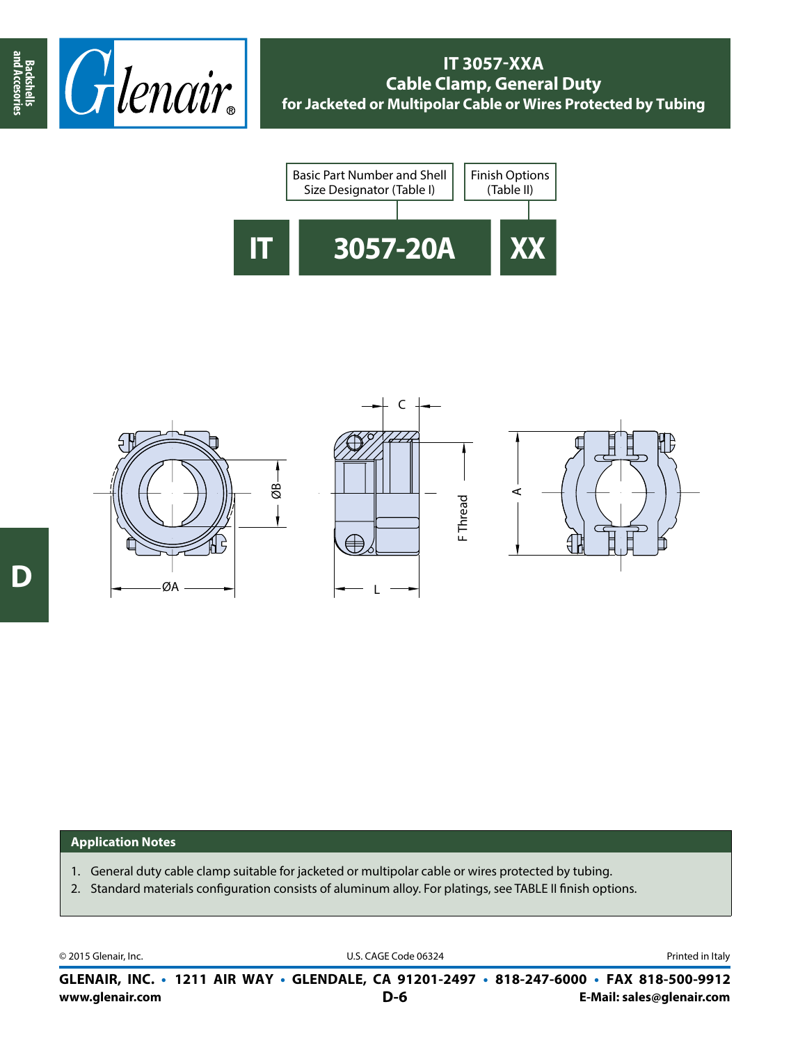# IT 3057-XXA
## Cable Clamp, General Duty
### for Jacketed or Multipolar Cable or Wires Protected by Tubing

| IT | 3057-20A | XX |
|---|---|---|
| | Basic Part Number and Shell Size Designator (Table I) | Finish Options (Table II) |

ØB, ØA, C, F Thread, L, A

### Application Notes

1. General duty cable clamp suitable for jacketed or multipolar cable or wires protected by tubing.
2. Standard materials configuration consists of aluminum alloy. For platings, see TABLE II finish options.

© 2015 Glenair, Inc. U.S. CAGE Code 06324 Printed in Italy

**GLENAIR, INC. • 1211 AIR WAY • GLENDALE, CA 91201-2497 • 818-247-6000 • FAX 818-500-9912**

**www.glenair.com** **E-Mail: sales@glenair.com**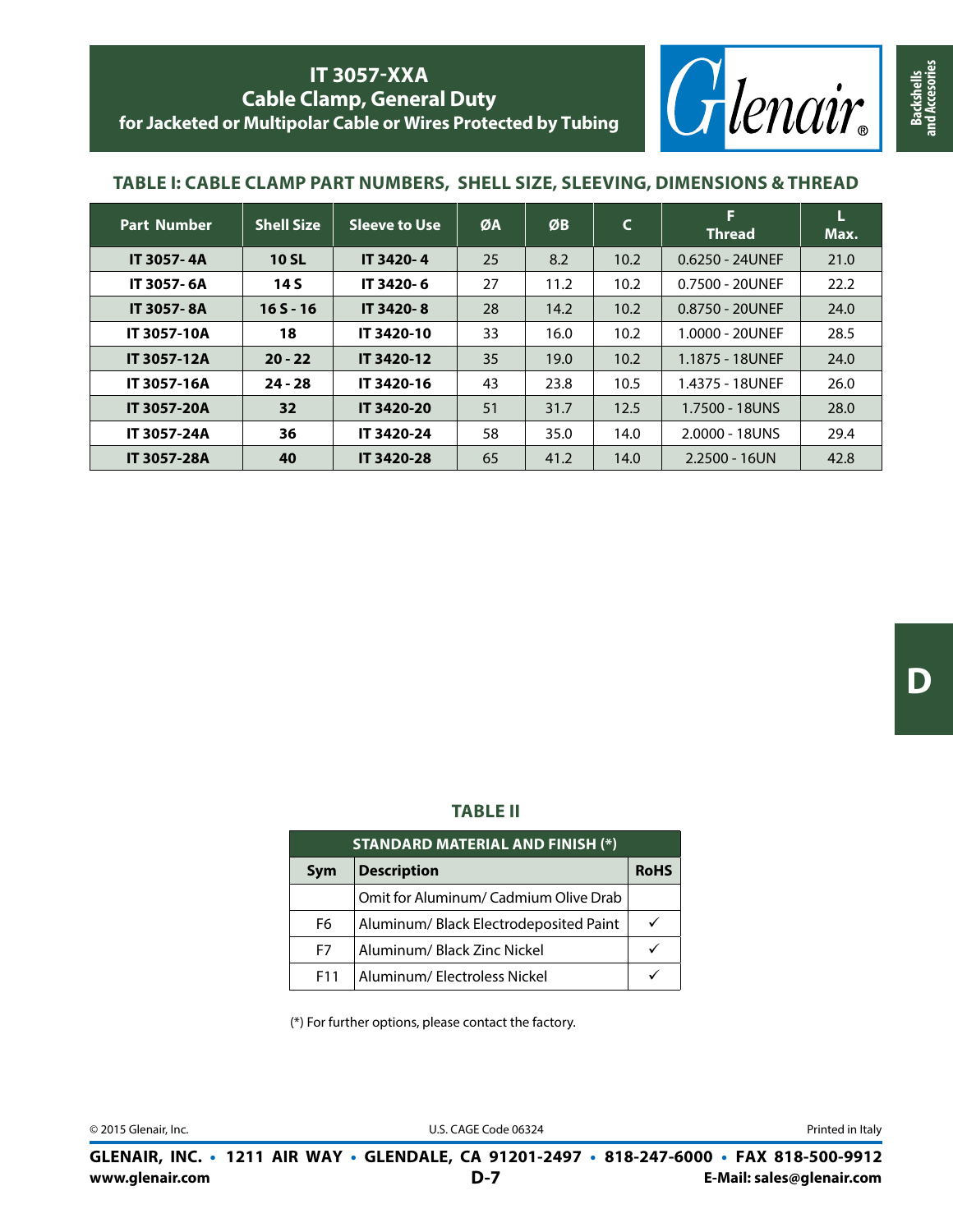# IT 3057-XXA
## Cable Clamp, General Duty
### for Jacketed or Multipolar Cable or Wires Protected by Tubing

### TABLE I: CABLE CLAMP PART NUMBERS, SHELL SIZE, SLEEVING, DIMENSIONS & THREAD

| Part Number | Shell Size | Sleeve to Use | ØA | ØB | C | F Thread | L Max. |
|---|---|---|---|---|---|---|---|
| IT 3057- 4A | 10 SL | IT 3420- 4 | 25 | 8.2 | 10.2 | 0.6250 - 24UNEF | 21.0 |
| IT 3057- 6A | 14 S | IT 3420- 6 | 27 | 11.2 | 10.2 | 0.7500 - 20UNEF | 22.2 |
| IT 3057- 8A | 16 S - 16 | IT 3420- 8 | 28 | 14.2 | 10.2 | 0.8750 - 20UNEF | 24.0 |
| IT 3057-10A | 18 | IT 3420-10 | 33 | 16.0 | 10.2 | 1.0000 - 20UNEF | 28.5 |
| IT 3057-12A | 20 - 22 | IT 3420-12 | 35 | 19.0 | 10.2 | 1.1875 - 18UNEF | 24.0 |
| IT 3057-16A | 24 - 28 | IT 3420-16 | 43 | 23.8 | 10.5 | 1.4375 - 18UNEF | 26.0 |
| IT 3057-20A | 32 | IT 3420-20 | 51 | 31.7 | 12.5 | 1.7500 - 18UNS | 28.0 |
| IT 3057-24A | 36 | IT 3420-24 | 58 | 35.0 | 14.0 | 2.0000 - 18UNS | 29.4 |
| IT 3057-28A | 40 | IT 3420-28 | 65 | 41.2 | 14.0 | 2.2500 - 16UN | 42.8 |

### TABLE II

| STANDARD MATERIAL AND FINISH (*) | | |
|---|---|---|
| **Sym** | **Description** | **RoHS** |
| | Omit for Aluminum/ Cadmium Olive Drab | |
| F6 | Aluminum/ Black Electrodeposited Paint | ✓ |
| F7 | Aluminum/ Black Zinc Nickel | ✓ |
| F11 | Aluminum/ Electroless Nickel | ✓ |

(*) For further options, please contact the factory.